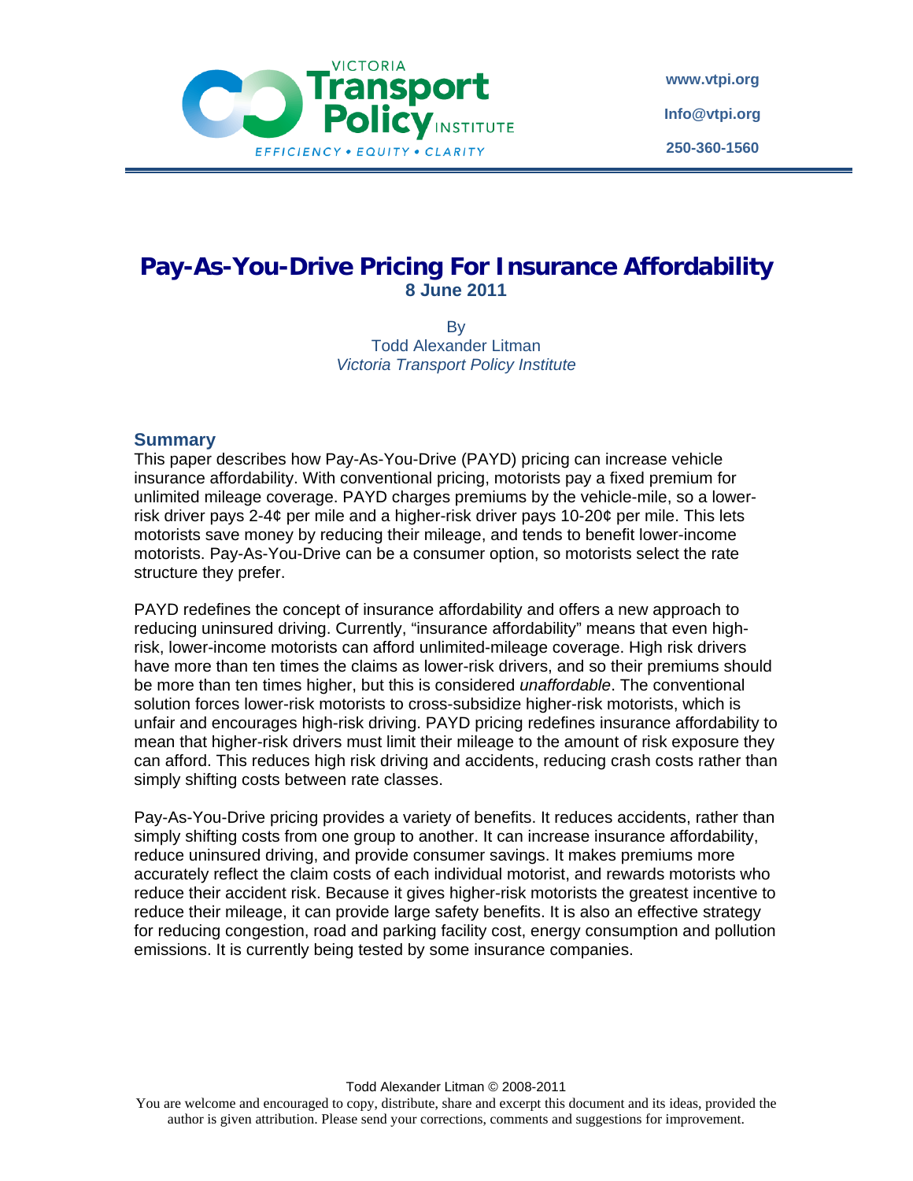Victoria Transport Policy Institute

EFFICIENCY • EQUITY • CLARITY

www.vtpi.org

Info@vtpi.org

250-360-1560

# Pay-As-You-Drive Pricing For Insurance Affordability

**8 June 2011**

By
Todd Alexander Litman
*Victoria Transport Policy Institute*

## Summary

This paper describes how Pay-As-You-Drive (PAYD) pricing can increase vehicle insurance affordability. With conventional pricing, motorists pay a fixed premium for unlimited mileage coverage. PAYD charges premiums by the vehicle-mile, so a lower-risk driver pays 2-4¢ per mile and a higher-risk driver pays 10-20¢ per mile. This lets motorists save money by reducing their mileage, and tends to benefit lower-income motorists. Pay-As-You-Drive can be a consumer option, so motorists select the rate structure they prefer.

PAYD redefines the concept of insurance affordability and offers a new approach to reducing uninsured driving. Currently, "insurance affordability" means that even high-risk, lower-income motorists can afford unlimited-mileage coverage. High risk drivers have more than ten times the claims as lower-risk drivers, and so their premiums should be more than ten times higher, but this is considered *unaffordable*. The conventional solution forces lower-risk motorists to cross-subsidize higher-risk motorists, which is unfair and encourages high-risk driving. PAYD pricing redefines insurance affordability to mean that higher-risk drivers must limit their mileage to the amount of risk exposure they can afford. This reduces high risk driving and accidents, reducing crash costs rather than simply shifting costs between rate classes.

Pay-As-You-Drive pricing provides a variety of benefits. It reduces accidents, rather than simply shifting costs from one group to another. It can increase insurance affordability, reduce uninsured driving, and provide consumer savings. It makes premiums more accurately reflect the claim costs of each individual motorist, and rewards motorists who reduce their accident risk. Because it gives higher-risk motorists the greatest incentive to reduce their mileage, it can provide large safety benefits. It is also an effective strategy for reducing congestion, road and parking facility cost, energy consumption and pollution emissions. It is currently being tested by some insurance companies.

Todd Alexander Litman © 2008-2011

You are welcome and encouraged to copy, distribute, share and excerpt this document and its ideas, provided the author is given attribution. Please send your corrections, comments and suggestions for improvement.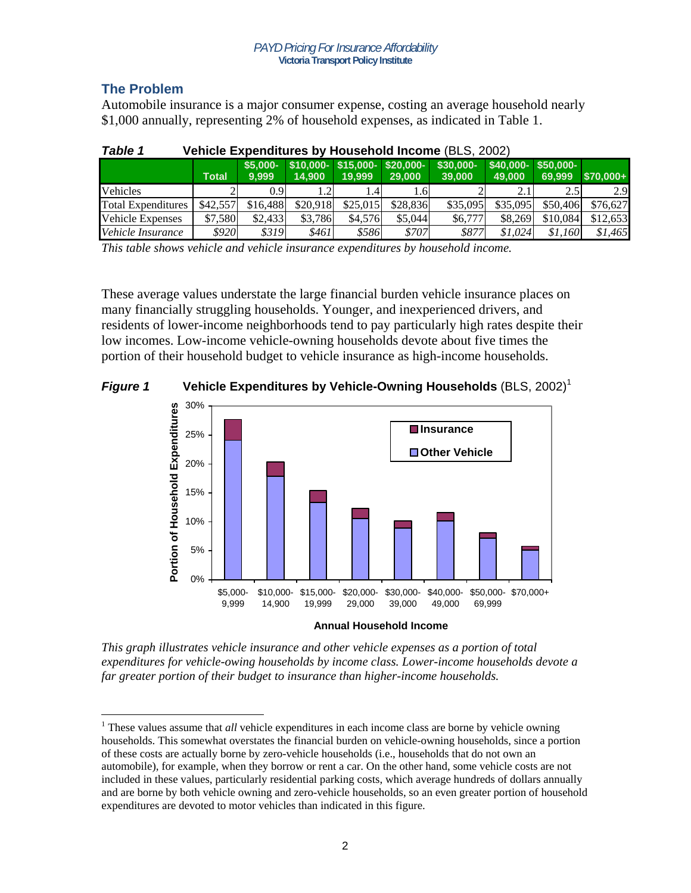## The Problem

Automobile insurance is a major consumer expense, costing an average household nearly $1,000 annually, representing 2% of household expenses, as indicated in Table 1.

***Table 1*** **Vehicle Expenditures by Household Income** (BLS, 2002)

| | Total | $5,000-9,999 | $10,000-14,900 | $15,000-19,999 | $20,000-29,000 | $30,000-39,000 | $40,000-49,000 | $50,000-69,999 | $70,000+ |
|---|---|---|---|---|---|---|---|---|---|
| Vehicles | 2 | 0.9 | 1.2 | 1.4 | 1.6 | 2 | 2.1 | 2.5 | 2.9 |
| Total Expenditures | $42,557 | $16,488 | $20,918 | $25,015 | $28,836 | $35,095 | $35,095 | $50,406 | $76,627 |
| Vehicle Expenses | $7,580 | $2,433 | $3,786 | $4,576 | $5,044 | $6,777 | $8,269 | $10,084 | $12,653 |
| *Vehicle Insurance* | *$920* | *$319* | *$461* | *$586* | *$707* | *$877* | *$1,024* | *$1,160* | *$1,465* |

*This table shows vehicle and vehicle insurance expenditures by household income.*

These average values understate the large financial burden vehicle insurance places on many financially struggling households. Younger, and inexperienced drivers, and residents of lower-income neighborhoods tend to pay particularly high rates despite their low incomes. Low-income vehicle-owning households devote about five times the portion of their household budget to vehicle insurance as high-income households.

***Figure 1*** **Vehicle Expenditures by Vehicle-Owning Households** (BLS, 2002)[1]

*This graph illustrates vehicle insurance and other vehicle expenses as a portion of total expenditures for vehicle-owing households by income class. Lower-income households devote a far greater portion of their budget to insurance than higher-income households.*

[1] These values assume that *all* vehicle expenditures in each income class are borne by vehicle owning households. This somewhat overstates the financial burden on vehicle-owning households, since a portion of these costs are actually borne by zero-vehicle households (i.e., households that do not own an automobile), for example, when they borrow or rent a car. On the other hand, some vehicle costs are not included in these values, particularly residential parking costs, which average hundreds of dollars annually and are borne by both vehicle owning and zero-vehicle households, so an even greater portion of household expenditures are devoted to motor vehicles than indicated in this figure.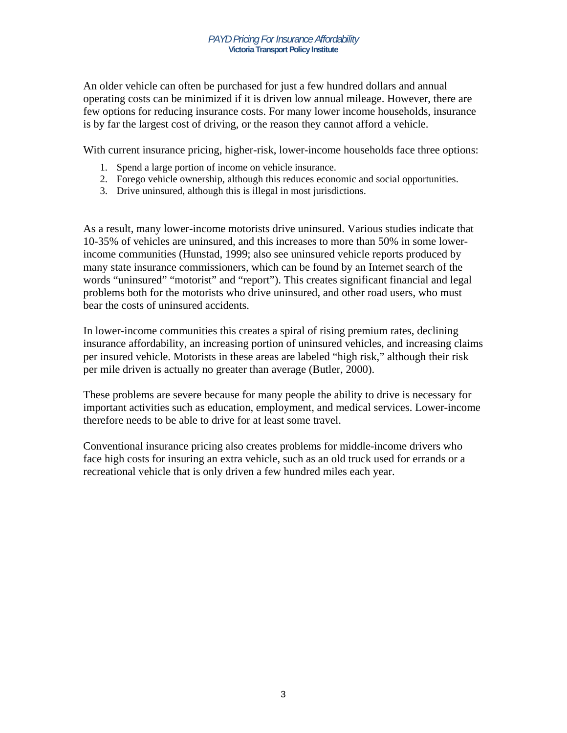An older vehicle can often be purchased for just a few hundred dollars and annual operating costs can be minimized if it is driven low annual mileage. However, there are few options for reducing insurance costs. For many lower income households, insurance is by far the largest cost of driving, or the reason they cannot afford a vehicle.

With current insurance pricing, higher-risk, lower-income households face three options:

1. Spend a large portion of income on vehicle insurance.
2. Forego vehicle ownership, although this reduces economic and social opportunities.
3. Drive uninsured, although this is illegal in most jurisdictions.

As a result, many lower-income motorists drive uninsured. Various studies indicate that 10-35% of vehicles are uninsured, and this increases to more than 50% in some lower-income communities (Hunstad, 1999; also see uninsured vehicle reports produced by many state insurance commissioners, which can be found by an Internet search of the words "uninsured" "motorist" and "report"). This creates significant financial and legal problems both for the motorists who drive uninsured, and other road users, who must bear the costs of uninsured accidents.

In lower-income communities this creates a spiral of rising premium rates, declining insurance affordability, an increasing portion of uninsured vehicles, and increasing claims per insured vehicle. Motorists in these areas are labeled "high risk," although their risk per mile driven is actually no greater than average (Butler, 2000).

These problems are severe because for many people the ability to drive is necessary for important activities such as education, employment, and medical services. Lower-income therefore needs to be able to drive for at least some travel.

Conventional insurance pricing also creates problems for middle-income drivers who face high costs for insuring an extra vehicle, such as an old truck used for errands or a recreational vehicle that is only driven a few hundred miles each year.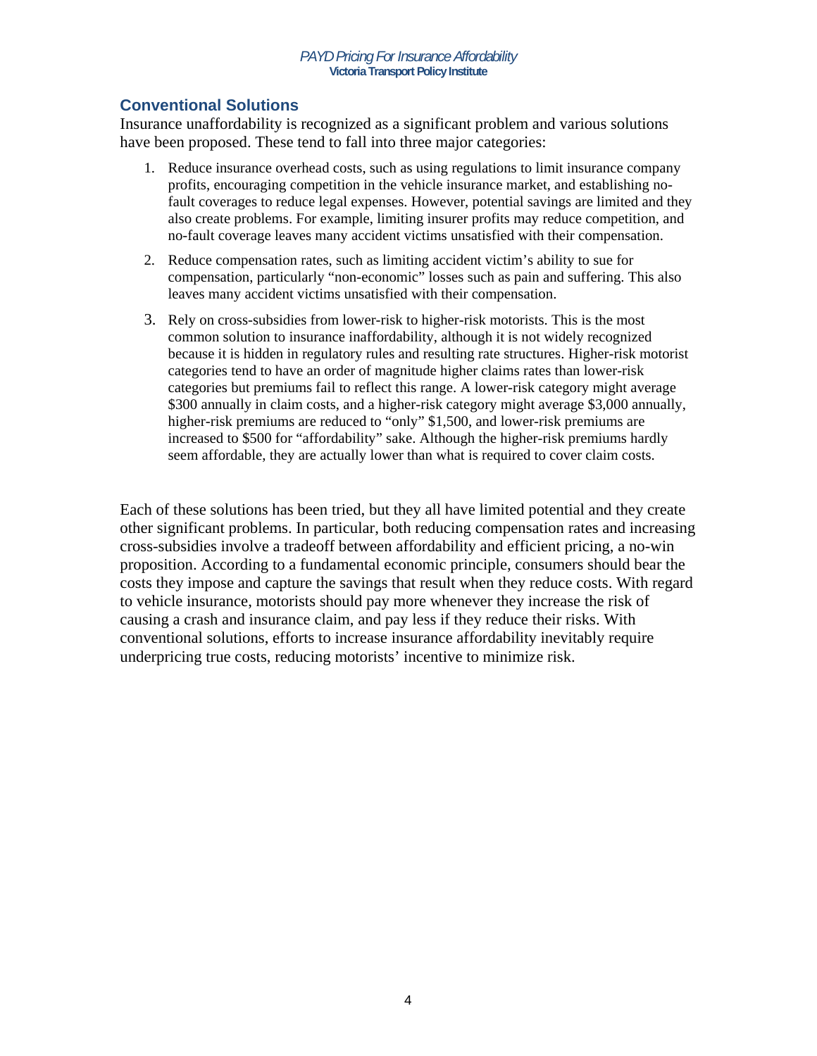## Conventional Solutions

Insurance unaffordability is recognized as a significant problem and various solutions have been proposed. These tend to fall into three major categories:

1. Reduce insurance overhead costs, such as using regulations to limit insurance company profits, encouraging competition in the vehicle insurance market, and establishing no-fault coverages to reduce legal expenses. However, potential savings are limited and they also create problems. For example, limiting insurer profits may reduce competition, and no-fault coverage leaves many accident victims unsatisfied with their compensation.

2. Reduce compensation rates, such as limiting accident victim's ability to sue for compensation, particularly "non-economic" losses such as pain and suffering. This also leaves many accident victims unsatisfied with their compensation.

3. Rely on cross-subsidies from lower-risk to higher-risk motorists. This is the most common solution to insurance inaffordability, although it is not widely recognized because it is hidden in regulatory rules and resulting rate structures. Higher-risk motorist categories tend to have an order of magnitude higher claims rates than lower-risk categories but premiums fail to reflect this range. A lower-risk category might average $300 annually in claim costs, and a higher-risk category might average $3,000 annually, higher-risk premiums are reduced to "only" $1,500, and lower-risk premiums are increased to $500 for "affordability" sake. Although the higher-risk premiums hardly seem affordable, they are actually lower than what is required to cover claim costs.

Each of these solutions has been tried, but they all have limited potential and they create other significant problems. In particular, both reducing compensation rates and increasing cross-subsidies involve a tradeoff between affordability and efficient pricing, a no-win proposition. According to a fundamental economic principle, consumers should bear the costs they impose and capture the savings that result when they reduce costs. With regard to vehicle insurance, motorists should pay more whenever they increase the risk of causing a crash and insurance claim, and pay less if they reduce their risks. With conventional solutions, efforts to increase insurance affordability inevitably require underpricing true costs, reducing motorists' incentive to minimize risk.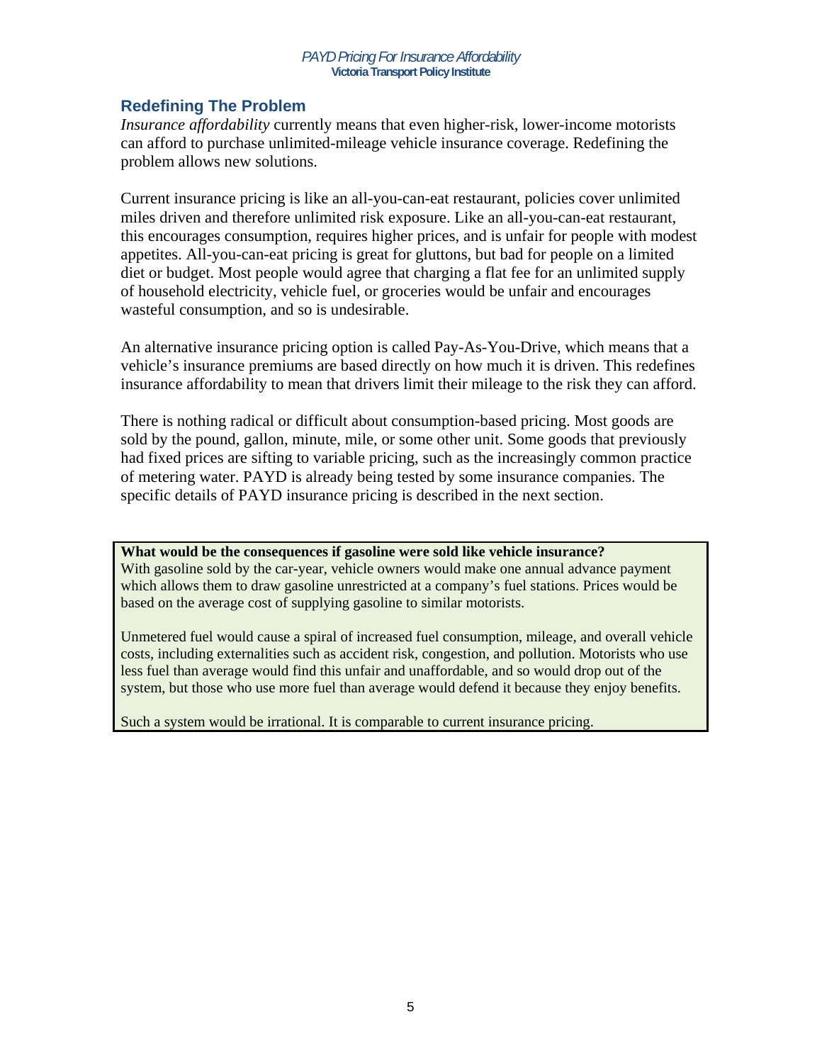## Redefining The Problem

*Insurance affordability* currently means that even higher-risk, lower-income motorists can afford to purchase unlimited-mileage vehicle insurance coverage. Redefining the problem allows new solutions.

Current insurance pricing is like an all-you-can-eat restaurant, policies cover unlimited miles driven and therefore unlimited risk exposure. Like an all-you-can-eat restaurant, this encourages consumption, requires higher prices, and is unfair for people with modest appetites. All-you-can-eat pricing is great for gluttons, but bad for people on a limited diet or budget. Most people would agree that charging a flat fee for an unlimited supply of household electricity, vehicle fuel, or groceries would be unfair and encourages wasteful consumption, and so is undesirable.

An alternative insurance pricing option is called Pay-As-You-Drive, which means that a vehicle's insurance premiums are based directly on how much it is driven. This redefines insurance affordability to mean that drivers limit their mileage to the risk they can afford.

There is nothing radical or difficult about consumption-based pricing. Most goods are sold by the pound, gallon, minute, mile, or some other unit. Some goods that previously had fixed prices are sifting to variable pricing, such as the increasingly common practice of metering water. PAYD is already being tested by some insurance companies. The specific details of PAYD insurance pricing is described in the next section.

**What would be the consequences if gasoline were sold like vehicle insurance?**
With gasoline sold by the car-year, vehicle owners would make one annual advance payment which allows them to draw gasoline unrestricted at a company's fuel stations. Prices would be based on the average cost of supplying gasoline to similar motorists.

Unmetered fuel would cause a spiral of increased fuel consumption, mileage, and overall vehicle costs, including externalities such as accident risk, congestion, and pollution. Motorists who use less fuel than average would find this unfair and unaffordable, and so would drop out of the system, but those who use more fuel than average would defend it because they enjoy benefits.

Such a system would be irrational. It is comparable to current insurance pricing.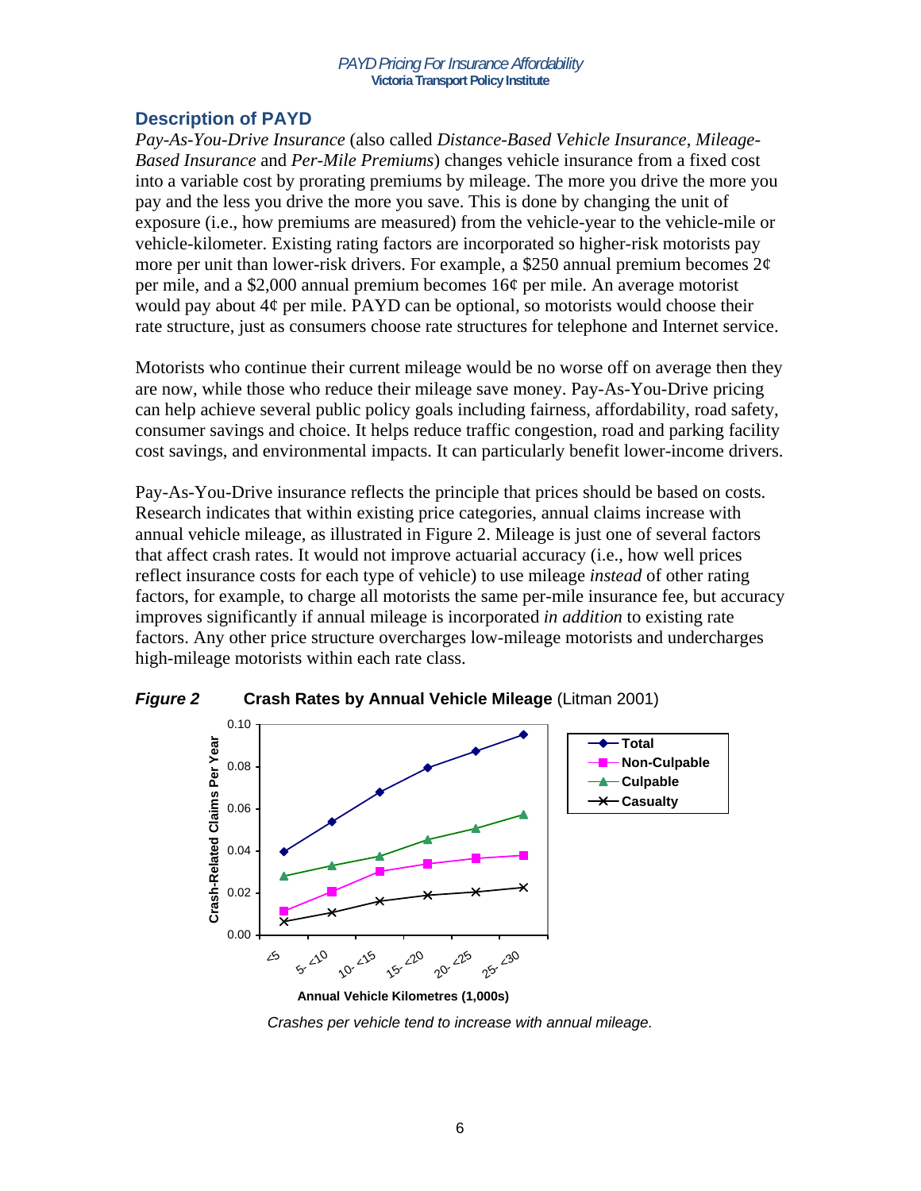## Description of PAYD

*Pay-As-You-Drive Insurance* (also called *Distance-Based Vehicle Insurance*, *Mileage-Based Insurance* and *Per-Mile Premiums*) changes vehicle insurance from a fixed cost into a variable cost by prorating premiums by mileage. The more you drive the more you pay and the less you drive the more you save. This is done by changing the unit of exposure (i.e., how premiums are measured) from the vehicle-year to the vehicle-mile or vehicle-kilometer. Existing rating factors are incorporated so higher-risk motorists pay more per unit than lower-risk drivers. For example, a $250 annual premium becomes 2¢ per mile, and a $2,000 annual premium becomes 16¢ per mile. An average motorist would pay about 4¢ per mile. PAYD can be optional, so motorists would choose their rate structure, just as consumers choose rate structures for telephone and Internet service.

Motorists who continue their current mileage would be no worse off on average then they are now, while those who reduce their mileage save money. Pay-As-You-Drive pricing can help achieve several public policy goals including fairness, affordability, road safety, consumer savings and choice. It helps reduce traffic congestion, road and parking facility cost savings, and environmental impacts. It can particularly benefit lower-income drivers.

Pay-As-You-Drive insurance reflects the principle that prices should be based on costs. Research indicates that within existing price categories, annual claims increase with annual vehicle mileage, as illustrated in Figure 2. Mileage is just one of several factors that affect crash rates. It would not improve actuarial accuracy (i.e., how well prices reflect insurance costs for each type of vehicle) to use mileage *instead* of other rating factors, for example, to charge all motorists the same per-mile insurance fee, but accuracy improves significantly if annual mileage is incorporated *in addition* to existing rate factors. Any other price structure overcharges low-mileage motorists and undercharges high-mileage motorists within each rate class.

***Figure 2*** **Crash Rates by Annual Vehicle Mileage** (Litman 2001)

*Crashes per vehicle tend to increase with annual mileage.*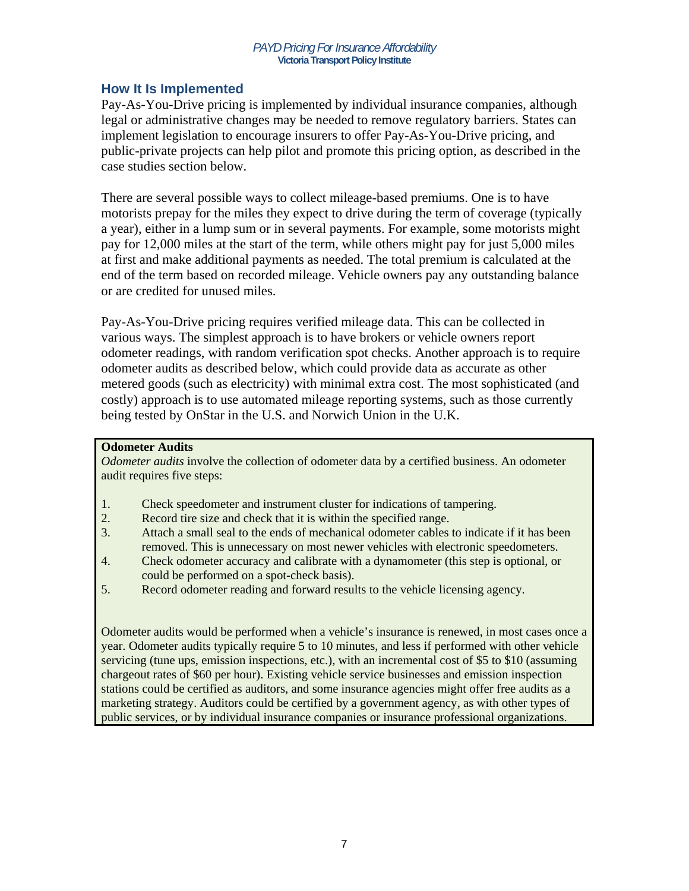## How It Is Implemented

Pay-As-You-Drive pricing is implemented by individual insurance companies, although legal or administrative changes may be needed to remove regulatory barriers. States can implement legislation to encourage insurers to offer Pay-As-You-Drive pricing, and public-private projects can help pilot and promote this pricing option, as described in the case studies section below.

There are several possible ways to collect mileage-based premiums. One is to have motorists prepay for the miles they expect to drive during the term of coverage (typically a year), either in a lump sum or in several payments. For example, some motorists might pay for 12,000 miles at the start of the term, while others might pay for just 5,000 miles at first and make additional payments as needed. The total premium is calculated at the end of the term based on recorded mileage. Vehicle owners pay any outstanding balance or are credited for unused miles.

Pay-As-You-Drive pricing requires verified mileage data. This can be collected in various ways. The simplest approach is to have brokers or vehicle owners report odometer readings, with random verification spot checks. Another approach is to require odometer audits as described below, which could provide data as accurate as other metered goods (such as electricity) with minimal extra cost. The most sophisticated (and costly) approach is to use automated mileage reporting systems, such as those currently being tested by OnStar in the U.S. and Norwich Union in the U.K.

**Odometer Audits**

*Odometer audits* involve the collection of odometer data by a certified business. An odometer audit requires five steps:

1. Check speedometer and instrument cluster for indications of tampering.
2. Record tire size and check that it is within the specified range.
3. Attach a small seal to the ends of mechanical odometer cables to indicate if it has been removed. This is unnecessary on most newer vehicles with electronic speedometers.
4. Check odometer accuracy and calibrate with a dynamometer (this step is optional, or could be performed on a spot-check basis).
5. Record odometer reading and forward results to the vehicle licensing agency.

Odometer audits would be performed when a vehicle's insurance is renewed, in most cases once a year. Odometer audits typically require 5 to 10 minutes, and less if performed with other vehicle servicing (tune ups, emission inspections, etc.), with an incremental cost of $5 to $10 (assuming chargeout rates of $60 per hour). Existing vehicle service businesses and emission inspection stations could be certified as auditors, and some insurance agencies might offer free audits as a marketing strategy. Auditors could be certified by a government agency, as with other types of public services, or by individual insurance companies or insurance professional organizations.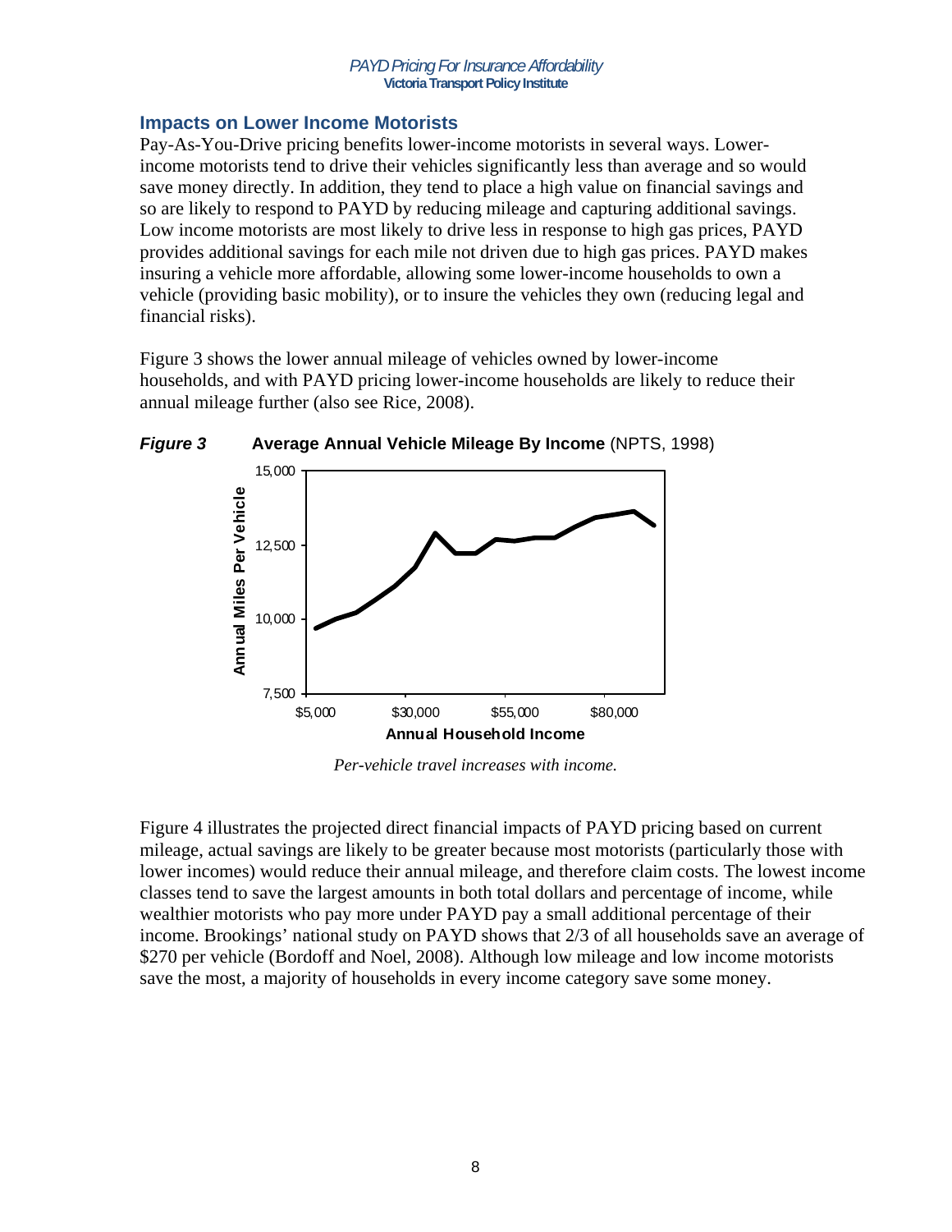## Impacts on Lower Income Motorists

Pay-As-You-Drive pricing benefits lower-income motorists in several ways. Lower-income motorists tend to drive their vehicles significantly less than average and so would save money directly. In addition, they tend to place a high value on financial savings and so are likely to respond to PAYD by reducing mileage and capturing additional savings. Low income motorists are most likely to drive less in response to high gas prices, PAYD provides additional savings for each mile not driven due to high gas prices. PAYD makes insuring a vehicle more affordable, allowing some lower-income households to own a vehicle (providing basic mobility), or to insure the vehicles they own (reducing legal and financial risks).

Figure 3 shows the lower annual mileage of vehicles owned by lower-income households, and with PAYD pricing lower-income households are likely to reduce their annual mileage further (also see Rice, 2008).

***Figure 3*** **Average Annual Vehicle Mileage By Income** (NPTS, 1998)

*Per-vehicle travel increases with income.*

Figure 4 illustrates the projected direct financial impacts of PAYD pricing based on current mileage, actual savings are likely to be greater because most motorists (particularly those with lower incomes) would reduce their annual mileage, and therefore claim costs. The lowest income classes tend to save the largest amounts in both total dollars and percentage of income, while wealthier motorists who pay more under PAYD pay a small additional percentage of their income. Brookings' national study on PAYD shows that 2/3 of all households save an average of $270 per vehicle (Bordoff and Noel, 2008). Although low mileage and low income motorists save the most, a majority of households in every income category save some money.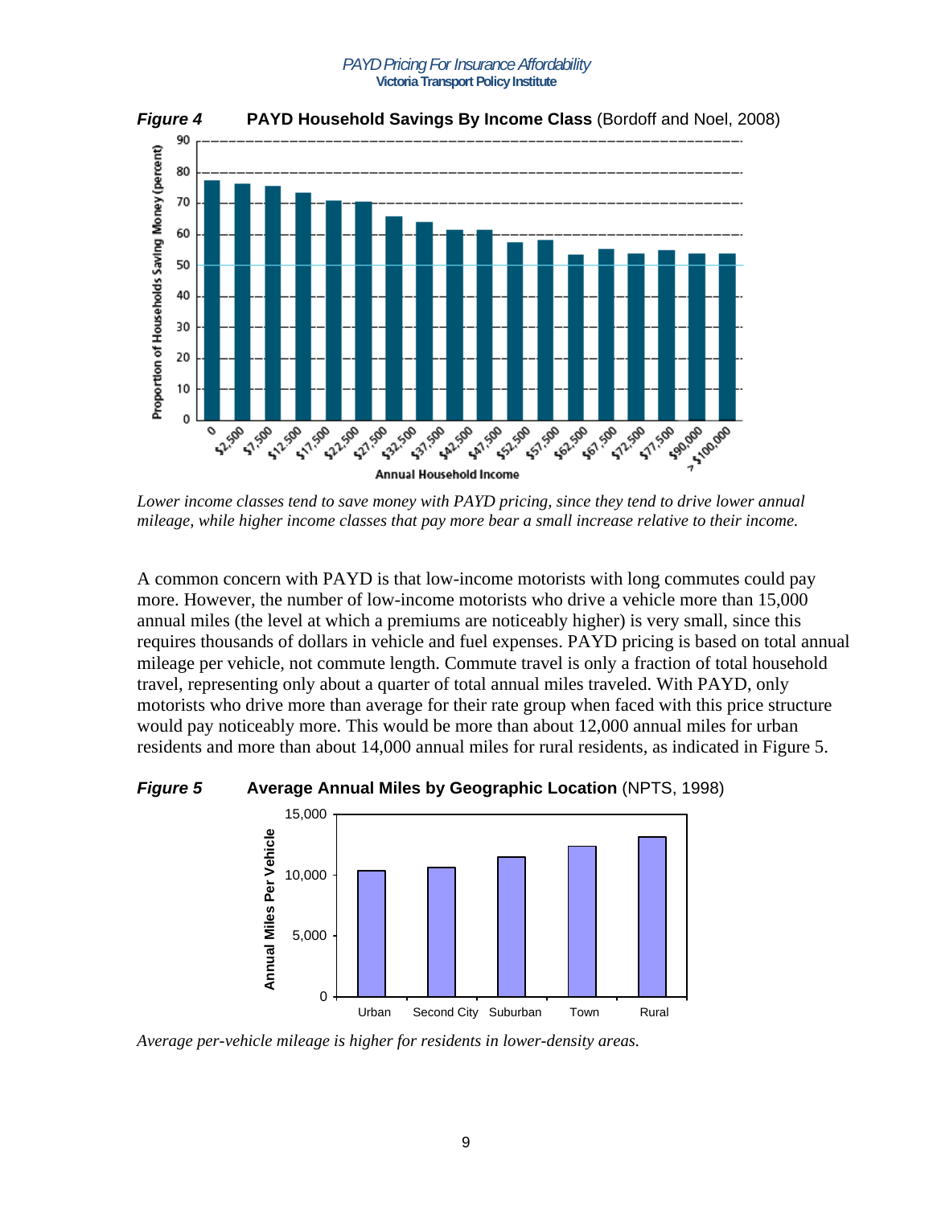**Figure 4** **PAYD Household Savings By Income Class** (Bordoff and Noel, 2008)

*Lower income classes tend to save money with PAYD pricing, since they tend to drive lower annual mileage, while higher income classes that pay more bear a small increase relative to their income.*

A common concern with PAYD is that low-income motorists with long commutes could pay more. However, the number of low-income motorists who drive a vehicle more than 15,000 annual miles (the level at which a premiums are noticeably higher) is very small, since this requires thousands of dollars in vehicle and fuel expenses. PAYD pricing is based on total annual mileage per vehicle, not commute length. Commute travel is only a fraction of total household travel, representing only about a quarter of total annual miles traveled. With PAYD, only motorists who drive more than average for their rate group when faced with this price structure would pay noticeably more. This would be more than about 12,000 annual miles for urban residents and more than about 14,000 annual miles for rural residents, as indicated in Figure 5.

**Figure 5** **Average Annual Miles by Geographic Location** (NPTS, 1998)

*Average per-vehicle mileage is higher for residents in lower-density areas.*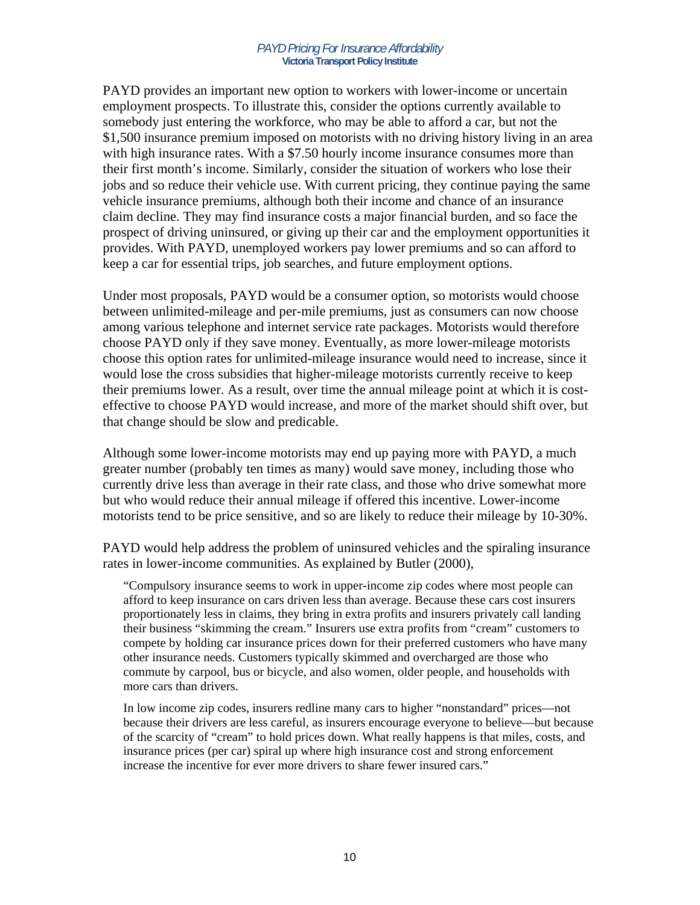PAYD provides an important new option to workers with lower-income or uncertain employment prospects. To illustrate this, consider the options currently available to somebody just entering the workforce, who may be able to afford a car, but not the $1,500 insurance premium imposed on motorists with no driving history living in an area with high insurance rates. With a $7.50 hourly income insurance consumes more than their first month's income. Similarly, consider the situation of workers who lose their jobs and so reduce their vehicle use. With current pricing, they continue paying the same vehicle insurance premiums, although both their income and chance of an insurance claim decline. They may find insurance costs a major financial burden, and so face the prospect of driving uninsured, or giving up their car and the employment opportunities it provides. With PAYD, unemployed workers pay lower premiums and so can afford to keep a car for essential trips, job searches, and future employment options.

Under most proposals, PAYD would be a consumer option, so motorists would choose between unlimited-mileage and per-mile premiums, just as consumers can now choose among various telephone and internet service rate packages. Motorists would therefore choose PAYD only if they save money. Eventually, as more lower-mileage motorists choose this option rates for unlimited-mileage insurance would need to increase, since it would lose the cross subsidies that higher-mileage motorists currently receive to keep their premiums lower. As a result, over time the annual mileage point at which it is cost-effective to choose PAYD would increase, and more of the market should shift over, but that change should be slow and predicable.

Although some lower-income motorists may end up paying more with PAYD, a much greater number (probably ten times as many) would save money, including those who currently drive less than average in their rate class, and those who drive somewhat more but who would reduce their annual mileage if offered this incentive. Lower-income motorists tend to be price sensitive, and so are likely to reduce their mileage by 10-30%.

PAYD would help address the problem of uninsured vehicles and the spiraling insurance rates in lower-income communities. As explained by Butler (2000),

> "Compulsory insurance seems to work in upper-income zip codes where most people can afford to keep insurance on cars driven less than average. Because these cars cost insurers proportionately less in claims, they bring in extra profits and insurers privately call landing their business "skimming the cream." Insurers use extra profits from "cream" customers to compete by holding car insurance prices down for their preferred customers who have many other insurance needs. Customers typically skimmed and overcharged are those who commute by carpool, bus or bicycle, and also women, older people, and households with more cars than drivers.
>
> In low income zip codes, insurers redline many cars to higher "nonstandard" prices—not because their drivers are less careful, as insurers encourage everyone to believe—but because of the scarcity of "cream" to hold prices down. What really happens is that miles, costs, and insurance prices (per car) spiral up where high insurance cost and strong enforcement increase the incentive for ever more drivers to share fewer insured cars."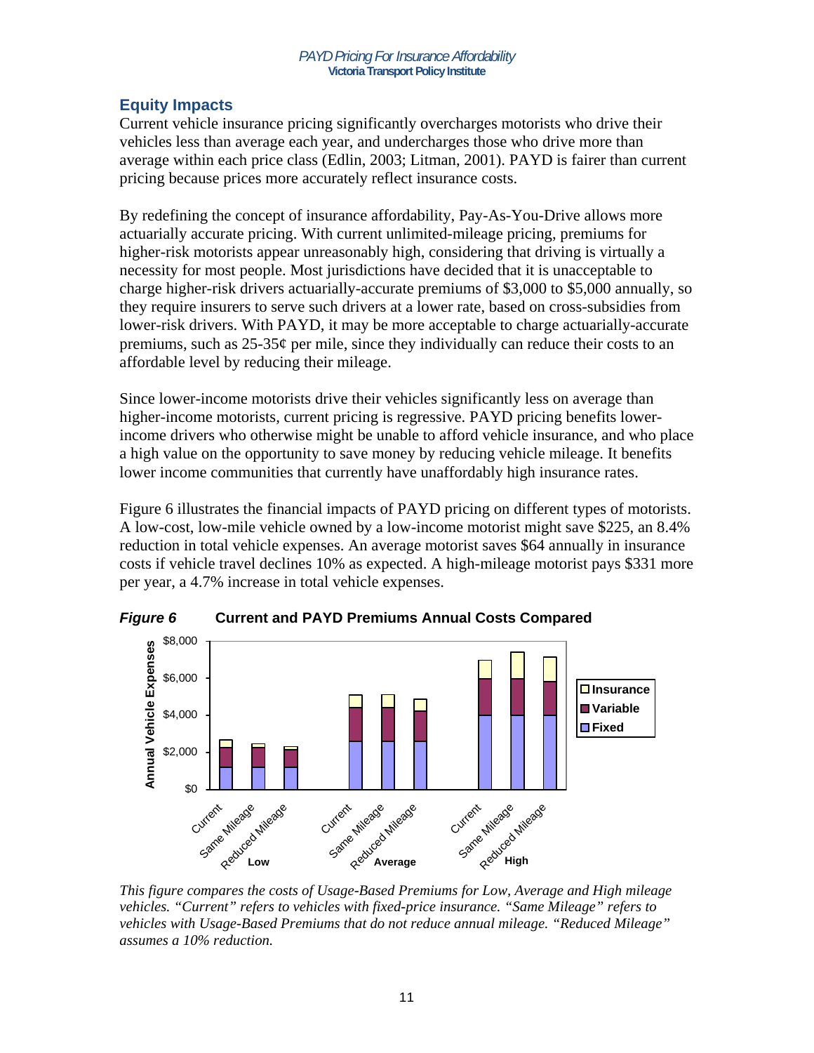## Equity Impacts

Current vehicle insurance pricing significantly overcharges motorists who drive their vehicles less than average each year, and undercharges those who drive more than average within each price class (Edlin, 2003; Litman, 2001). PAYD is fairer than current pricing because prices more accurately reflect insurance costs.

By redefining the concept of insurance affordability, Pay-As-You-Drive allows more actuarially accurate pricing. With current unlimited-mileage pricing, premiums for higher-risk motorists appear unreasonably high, considering that driving is virtually a necessity for most people. Most jurisdictions have decided that it is unacceptable to charge higher-risk drivers actuarially-accurate premiums of $3,000 to $5,000 annually, so they require insurers to serve such drivers at a lower rate, based on cross-subsidies from lower-risk drivers. With PAYD, it may be more acceptable to charge actuarially-accurate premiums, such as 25-35¢ per mile, since they individually can reduce their costs to an affordable level by reducing their mileage.

Since lower-income motorists drive their vehicles significantly less on average than higher-income motorists, current pricing is regressive. PAYD pricing benefits lower-income drivers who otherwise might be unable to afford vehicle insurance, and who place a high value on the opportunity to save money by reducing vehicle mileage. It benefits lower income communities that currently have unaffordably high insurance rates.

Figure 6 illustrates the financial impacts of PAYD pricing on different types of motorists. A low-cost, low-mile vehicle owned by a low-income motorist might save $225, an 8.4% reduction in total vehicle expenses. An average motorist saves $64 annually in insurance costs if vehicle travel declines 10% as expected. A high-mileage motorist pays $331 more per year, a 4.7% increase in total vehicle expenses.

***Figure 6*** **Current and PAYD Premiums Annual Costs Compared**

*This figure compares the costs of Usage-Based Premiums for Low, Average and High mileage vehicles. "Current" refers to vehicles with fixed-price insurance. "Same Mileage" refers to vehicles with Usage-Based Premiums that do not reduce annual mileage. "Reduced Mileage" assumes a 10% reduction.*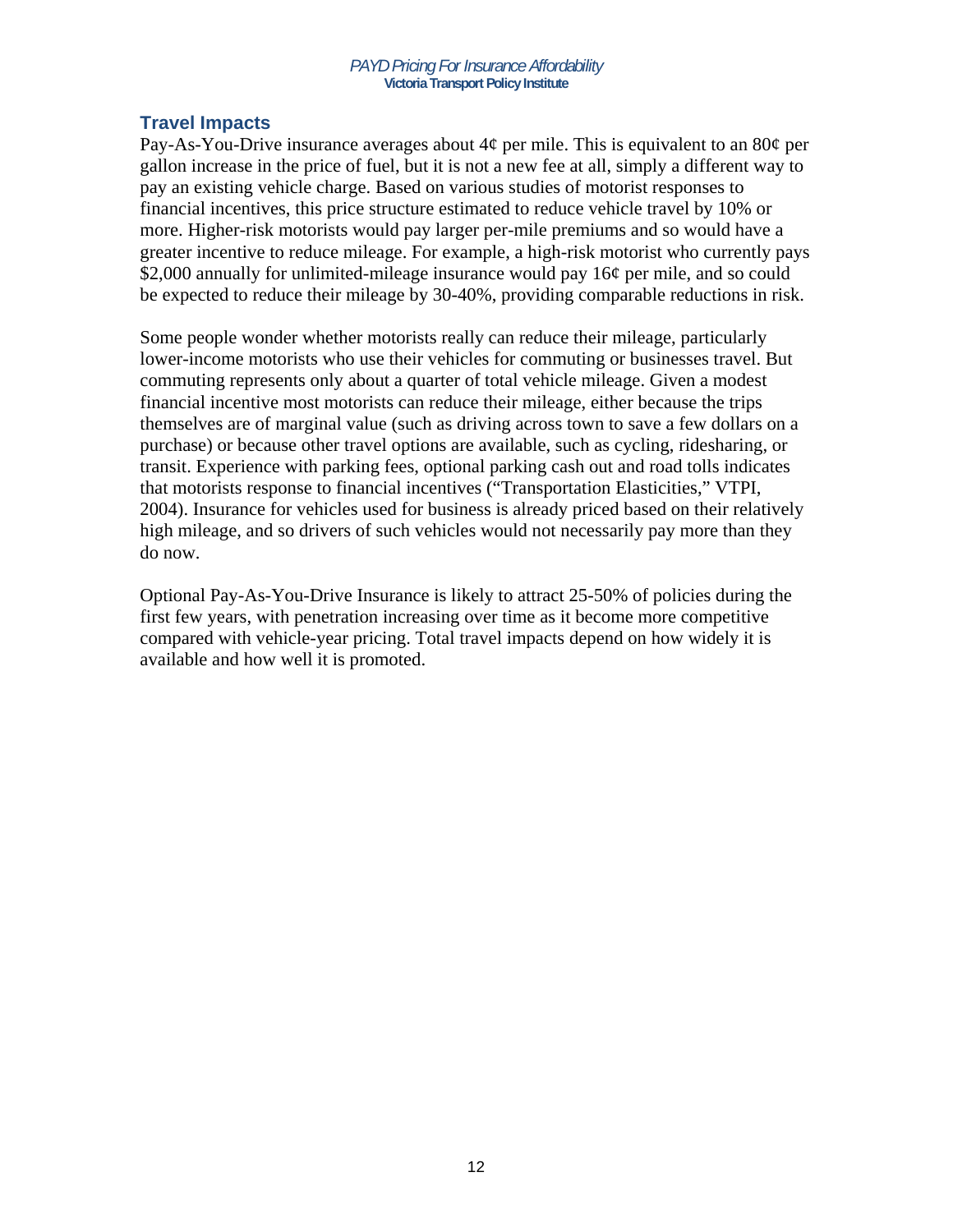## Travel Impacts

Pay-As-You-Drive insurance averages about 4¢ per mile. This is equivalent to an 80¢ per gallon increase in the price of fuel, but it is not a new fee at all, simply a different way to pay an existing vehicle charge. Based on various studies of motorist responses to financial incentives, this price structure estimated to reduce vehicle travel by 10% or more. Higher-risk motorists would pay larger per-mile premiums and so would have a greater incentive to reduce mileage. For example, a high-risk motorist who currently pays $2,000 annually for unlimited-mileage insurance would pay 16¢ per mile, and so could be expected to reduce their mileage by 30-40%, providing comparable reductions in risk.

Some people wonder whether motorists really can reduce their mileage, particularly lower-income motorists who use their vehicles for commuting or businesses travel. But commuting represents only about a quarter of total vehicle mileage. Given a modest financial incentive most motorists can reduce their mileage, either because the trips themselves are of marginal value (such as driving across town to save a few dollars on a purchase) or because other travel options are available, such as cycling, ridesharing, or transit. Experience with parking fees, optional parking cash out and road tolls indicates that motorists response to financial incentives ("Transportation Elasticities," VTPI, 2004). Insurance for vehicles used for business is already priced based on their relatively high mileage, and so drivers of such vehicles would not necessarily pay more than they do now.

Optional Pay-As-You-Drive Insurance is likely to attract 25-50% of policies during the first few years, with penetration increasing over time as it become more competitive compared with vehicle-year pricing. Total travel impacts depend on how widely it is available and how well it is promoted.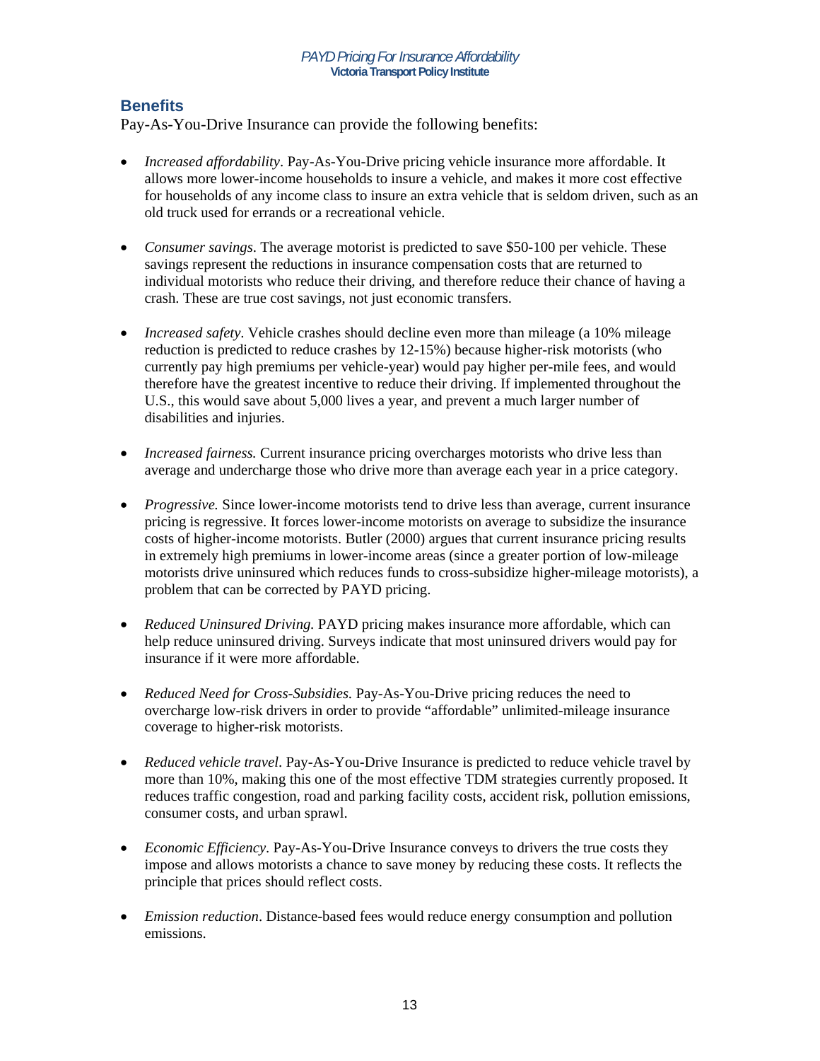## Benefits

Pay-As-You-Drive Insurance can provide the following benefits:

- *Increased affordability*. Pay-As-You-Drive pricing vehicle insurance more affordable. It allows more lower-income households to insure a vehicle, and makes it more cost effective for households of any income class to insure an extra vehicle that is seldom driven, such as an old truck used for errands or a recreational vehicle.

- *Consumer savings*. The average motorist is predicted to save $50-100 per vehicle. These savings represent the reductions in insurance compensation costs that are returned to individual motorists who reduce their driving, and therefore reduce their chance of having a crash. These are true cost savings, not just economic transfers.

- *Increased safety*. Vehicle crashes should decline even more than mileage (a 10% mileage reduction is predicted to reduce crashes by 12-15%) because higher-risk motorists (who currently pay high premiums per vehicle-year) would pay higher per-mile fees, and would therefore have the greatest incentive to reduce their driving. If implemented throughout the U.S., this would save about 5,000 lives a year, and prevent a much larger number of disabilities and injuries.

- *Increased fairness.* Current insurance pricing overcharges motorists who drive less than average and undercharge those who drive more than average each year in a price category.

- *Progressive.* Since lower-income motorists tend to drive less than average, current insurance pricing is regressive. It forces lower-income motorists on average to subsidize the insurance costs of higher-income motorists. Butler (2000) argues that current insurance pricing results in extremely high premiums in lower-income areas (since a greater portion of low-mileage motorists drive uninsured which reduces funds to cross-subsidize higher-mileage motorists), a problem that can be corrected by PAYD pricing.

- *Reduced Uninsured Driving.* PAYD pricing makes insurance more affordable, which can help reduce uninsured driving. Surveys indicate that most uninsured drivers would pay for insurance if it were more affordable.

- *Reduced Need for Cross-Subsidies.* Pay-As-You-Drive pricing reduces the need to overcharge low-risk drivers in order to provide "affordable" unlimited-mileage insurance coverage to higher-risk motorists.

- *Reduced vehicle travel*. Pay-As-You-Drive Insurance is predicted to reduce vehicle travel by more than 10%, making this one of the most effective TDM strategies currently proposed. It reduces traffic congestion, road and parking facility costs, accident risk, pollution emissions, consumer costs, and urban sprawl.

- *Economic Efficiency*. Pay-As-You-Drive Insurance conveys to drivers the true costs they impose and allows motorists a chance to save money by reducing these costs. It reflects the principle that prices should reflect costs.

- *Emission reduction*. Distance-based fees would reduce energy consumption and pollution emissions.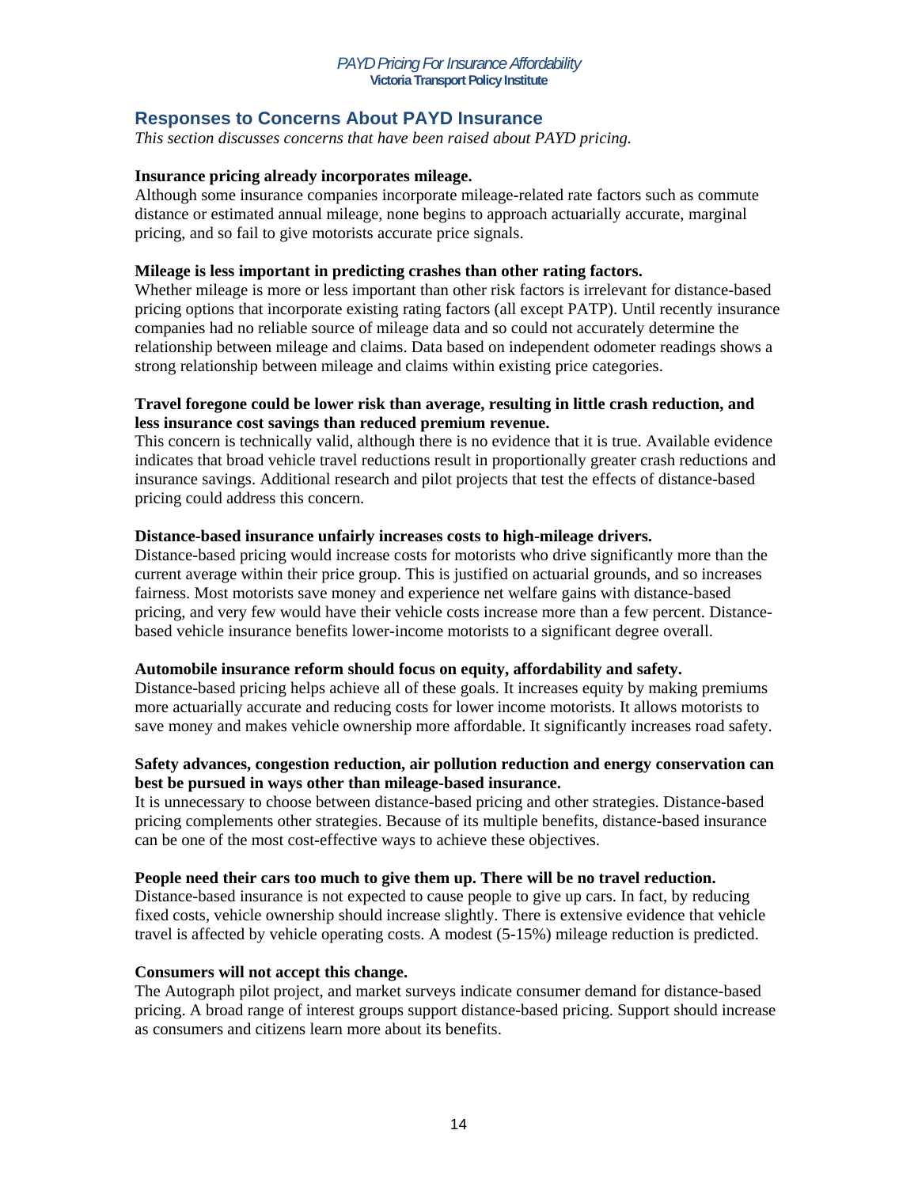## Responses to Concerns About PAYD Insurance

*This section discusses concerns that have been raised about PAYD pricing.*

**Insurance pricing already incorporates mileage.**
Although some insurance companies incorporate mileage-related rate factors such as commute distance or estimated annual mileage, none begins to approach actuarially accurate, marginal pricing, and so fail to give motorists accurate price signals.

**Mileage is less important in predicting crashes than other rating factors.**
Whether mileage is more or less important than other risk factors is irrelevant for distance-based pricing options that incorporate existing rating factors (all except PATP). Until recently insurance companies had no reliable source of mileage data and so could not accurately determine the relationship between mileage and claims. Data based on independent odometer readings shows a strong relationship between mileage and claims within existing price categories.

**Travel foregone could be lower risk than average, resulting in little crash reduction, and less insurance cost savings than reduced premium revenue.**
This concern is technically valid, although there is no evidence that it is true. Available evidence indicates that broad vehicle travel reductions result in proportionally greater crash reductions and insurance savings. Additional research and pilot projects that test the effects of distance-based pricing could address this concern.

**Distance-based insurance unfairly increases costs to high-mileage drivers.**
Distance-based pricing would increase costs for motorists who drive significantly more than the current average within their price group. This is justified on actuarial grounds, and so increases fairness. Most motorists save money and experience net welfare gains with distance-based pricing, and very few would have their vehicle costs increase more than a few percent. Distance-based vehicle insurance benefits lower-income motorists to a significant degree overall.

**Automobile insurance reform should focus on equity, affordability and safety.**
Distance-based pricing helps achieve all of these goals. It increases equity by making premiums more actuarially accurate and reducing costs for lower income motorists. It allows motorists to save money and makes vehicle ownership more affordable. It significantly increases road safety.

**Safety advances, congestion reduction, air pollution reduction and energy conservation can best be pursued in ways other than mileage-based insurance.**
It is unnecessary to choose between distance-based pricing and other strategies. Distance-based pricing complements other strategies. Because of its multiple benefits, distance-based insurance can be one of the most cost-effective ways to achieve these objectives.

**People need their cars too much to give them up. There will be no travel reduction.**
Distance-based insurance is not expected to cause people to give up cars. In fact, by reducing fixed costs, vehicle ownership should increase slightly. There is extensive evidence that vehicle travel is affected by vehicle operating costs. A modest (5-15%) mileage reduction is predicted.

**Consumers will not accept this change.**
The Autograph pilot project, and market surveys indicate consumer demand for distance-based pricing. A broad range of interest groups support distance-based pricing. Support should increase as consumers and citizens learn more about its benefits.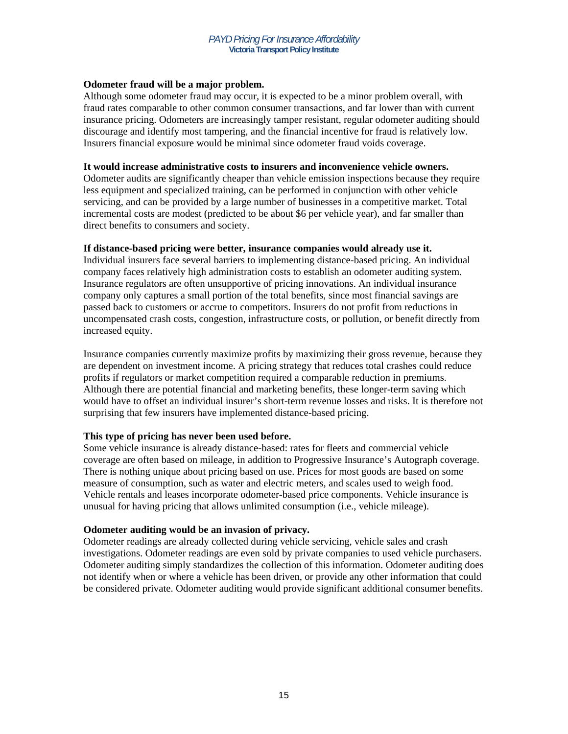**Odometer fraud will be a major problem.**

Although some odometer fraud may occur, it is expected to be a minor problem overall, with fraud rates comparable to other common consumer transactions, and far lower than with current insurance pricing. Odometers are increasingly tamper resistant, regular odometer auditing should discourage and identify most tampering, and the financial incentive for fraud is relatively low. Insurers financial exposure would be minimal since odometer fraud voids coverage.

**It would increase administrative costs to insurers and inconvenience vehicle owners.**

Odometer audits are significantly cheaper than vehicle emission inspections because they require less equipment and specialized training, can be performed in conjunction with other vehicle servicing, and can be provided by a large number of businesses in a competitive market. Total incremental costs are modest (predicted to be about $6 per vehicle year), and far smaller than direct benefits to consumers and society.

**If distance-based pricing were better, insurance companies would already use it.**

Individual insurers face several barriers to implementing distance-based pricing. An individual company faces relatively high administration costs to establish an odometer auditing system. Insurance regulators are often unsupportive of pricing innovations. An individual insurance company only captures a small portion of the total benefits, since most financial savings are passed back to customers or accrue to competitors. Insurers do not profit from reductions in uncompensated crash costs, congestion, infrastructure costs, or pollution, or benefit directly from increased equity.

Insurance companies currently maximize profits by maximizing their gross revenue, because they are dependent on investment income. A pricing strategy that reduces total crashes could reduce profits if regulators or market competition required a comparable reduction in premiums. Although there are potential financial and marketing benefits, these longer-term saving which would have to offset an individual insurer's short-term revenue losses and risks. It is therefore not surprising that few insurers have implemented distance-based pricing.

**This type of pricing has never been used before.**

Some vehicle insurance is already distance-based: rates for fleets and commercial vehicle coverage are often based on mileage, in addition to Progressive Insurance's Autograph coverage. There is nothing unique about pricing based on use. Prices for most goods are based on some measure of consumption, such as water and electric meters, and scales used to weigh food. Vehicle rentals and leases incorporate odometer-based price components. Vehicle insurance is unusual for having pricing that allows unlimited consumption (i.e., vehicle mileage).

**Odometer auditing would be an invasion of privacy.**

Odometer readings are already collected during vehicle servicing, vehicle sales and crash investigations. Odometer readings are even sold by private companies to used vehicle purchasers. Odometer auditing simply standardizes the collection of this information. Odometer auditing does not identify when or where a vehicle has been driven, or provide any other information that could be considered private. Odometer auditing would provide significant additional consumer benefits.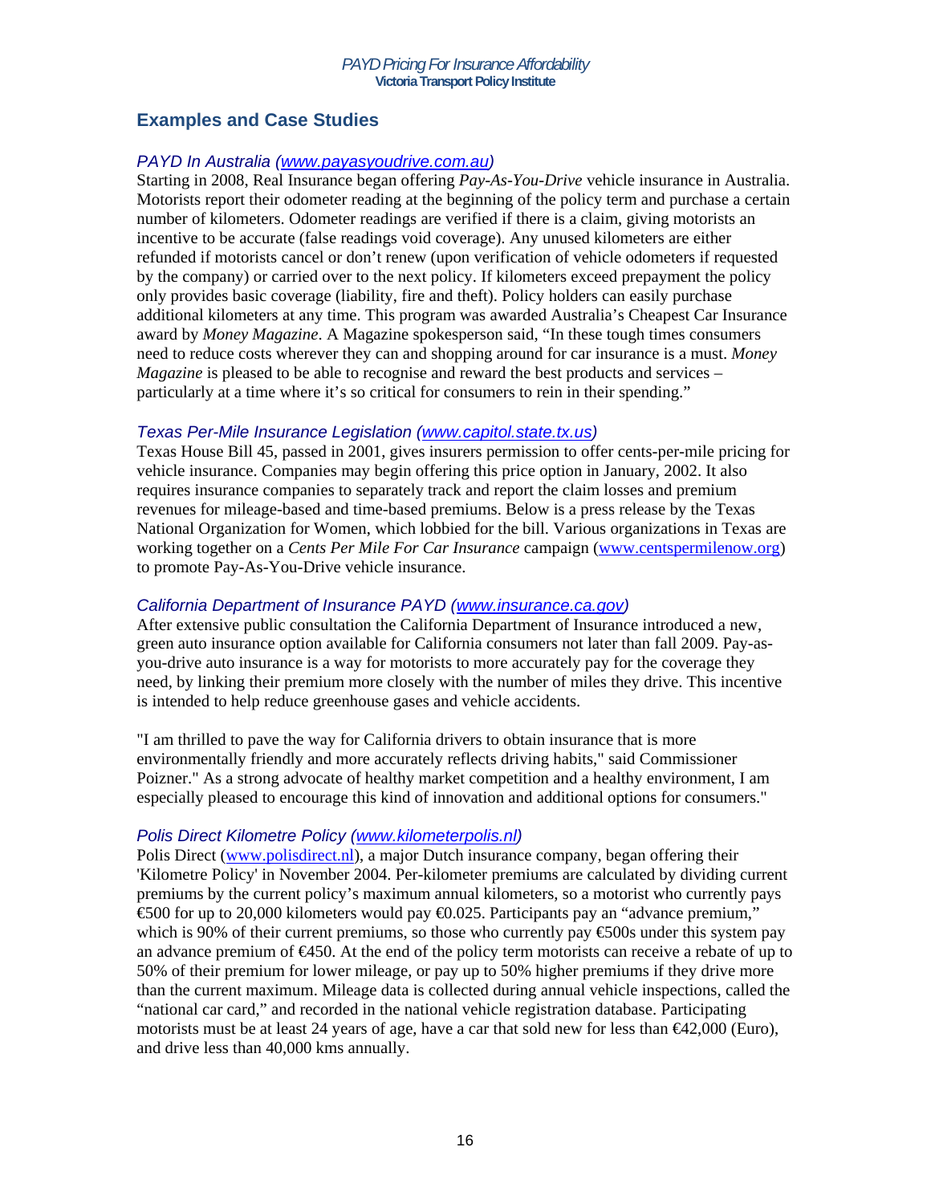## Examples and Case Studies

*PAYD In Australia (www.payasyoudrive.com.au)*

Starting in 2008, Real Insurance began offering *Pay-As-You-Drive* vehicle insurance in Australia. Motorists report their odometer reading at the beginning of the policy term and purchase a certain number of kilometers. Odometer readings are verified if there is a claim, giving motorists an incentive to be accurate (false readings void coverage). Any unused kilometers are either refunded if motorists cancel or don't renew (upon verification of vehicle odometers if requested by the company) or carried over to the next policy. If kilometers exceed prepayment the policy only provides basic coverage (liability, fire and theft). Policy holders can easily purchase additional kilometers at any time. This program was awarded Australia's Cheapest Car Insurance award by *Money Magazine*. A Magazine spokesperson said, "In these tough times consumers need to reduce costs wherever they can and shopping around for car insurance is a must. *Money Magazine* is pleased to be able to recognise and reward the best products and services – particularly at a time where it's so critical for consumers to rein in their spending."

*Texas Per-Mile Insurance Legislation (www.capitol.state.tx.us)*

Texas House Bill 45, passed in 2001, gives insurers permission to offer cents-per-mile pricing for vehicle insurance. Companies may begin offering this price option in January, 2002. It also requires insurance companies to separately track and report the claim losses and premium revenues for mileage-based and time-based premiums. Below is a press release by the Texas National Organization for Women, which lobbied for the bill. Various organizations in Texas are working together on a *Cents Per Mile For Car Insurance* campaign (www.centspermilenow.org) to promote Pay-As-You-Drive vehicle insurance.

*California Department of Insurance PAYD (www.insurance.ca.gov)*

After extensive public consultation the California Department of Insurance introduced a new, green auto insurance option available for California consumers not later than fall 2009. Pay-as-you-drive auto insurance is a way for motorists to more accurately pay for the coverage they need, by linking their premium more closely with the number of miles they drive. This incentive is intended to help reduce greenhouse gases and vehicle accidents.

"I am thrilled to pave the way for California drivers to obtain insurance that is more environmentally friendly and more accurately reflects driving habits," said Commissioner Poizner." As a strong advocate of healthy market competition and a healthy environment, I am especially pleased to encourage this kind of innovation and additional options for consumers."

*Polis Direct Kilometre Policy (www.kilometerpolis.nl)*

Polis Direct (www.polisdirect.nl), a major Dutch insurance company, began offering their 'Kilometre Policy' in November 2004. Per-kilometer premiums are calculated by dividing current premiums by the current policy's maximum annual kilometers, so a motorist who currently pays €500 for up to 20,000 kilometers would pay €0.025. Participants pay an "advance premium," which is 90% of their current premiums, so those who currently pay €500s under this system pay an advance premium of €450. At the end of the policy term motorists can receive a rebate of up to 50% of their premium for lower mileage, or pay up to 50% higher premiums if they drive more than the current maximum. Mileage data is collected during annual vehicle inspections, called the "national car card," and recorded in the national vehicle registration database. Participating motorists must be at least 24 years of age, have a car that sold new for less than €42,000 (Euro), and drive less than 40,000 kms annually.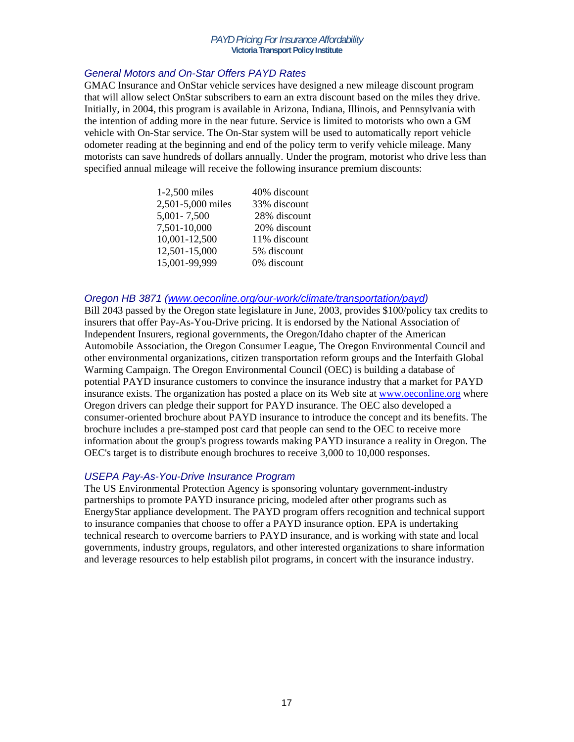### *General Motors and On-Star Offers PAYD Rates*

GMAC Insurance and OnStar vehicle services have designed a new mileage discount program that will allow select OnStar subscribers to earn an extra discount based on the miles they drive. Initially, in 2004, this program is available in Arizona, Indiana, Illinois, and Pennsylvania with the intention of adding more in the near future. Service is limited to motorists who own a GM vehicle with On-Star service. The On-Star system will be used to automatically report vehicle odometer reading at the beginning and end of the policy term to verify vehicle mileage. Many motorists can save hundreds of dollars annually. Under the program, motorist who drive less than specified annual mileage will receive the following insurance premium discounts:

| | |
|---|---|
| 1-2,500 miles | 40% discount |
| 2,501-5,000 miles | 33% discount |
| 5,001- 7,500 | 28% discount |
| 7,501-10,000 | 20% discount |
| 10,001-12,500 | 11% discount |
| 12,501-15,000 | 5% discount |
| 15,001-99,999 | 0% discount |

### *Oregon HB 3871 (www.oeconline.org/our-work/climate/transportation/payd)*

Bill 2043 passed by the Oregon state legislature in June, 2003, provides $100/policy tax credits to insurers that offer Pay-As-You-Drive pricing. It is endorsed by the National Association of Independent Insurers, regional governments, the Oregon/Idaho chapter of the American Automobile Association, the Oregon Consumer League, The Oregon Environmental Council and other environmental organizations, citizen transportation reform groups and the Interfaith Global Warming Campaign. The Oregon Environmental Council (OEC) is building a database of potential PAYD insurance customers to convince the insurance industry that a market for PAYD insurance exists. The organization has posted a place on its Web site at www.oeconline.org where Oregon drivers can pledge their support for PAYD insurance. The OEC also developed a consumer-oriented brochure about PAYD insurance to introduce the concept and its benefits. The brochure includes a pre-stamped post card that people can send to the OEC to receive more information about the group's progress towards making PAYD insurance a reality in Oregon. The OEC's target is to distribute enough brochures to receive 3,000 to 10,000 responses.

### *USEPA Pay-As-You-Drive Insurance Program*

The US Environmental Protection Agency is sponsoring voluntary government-industry partnerships to promote PAYD insurance pricing, modeled after other programs such as EnergyStar appliance development. The PAYD program offers recognition and technical support to insurance companies that choose to offer a PAYD insurance option. EPA is undertaking technical research to overcome barriers to PAYD insurance, and is working with state and local governments, industry groups, regulators, and other interested organizations to share information and leverage resources to help establish pilot programs, in concert with the insurance industry.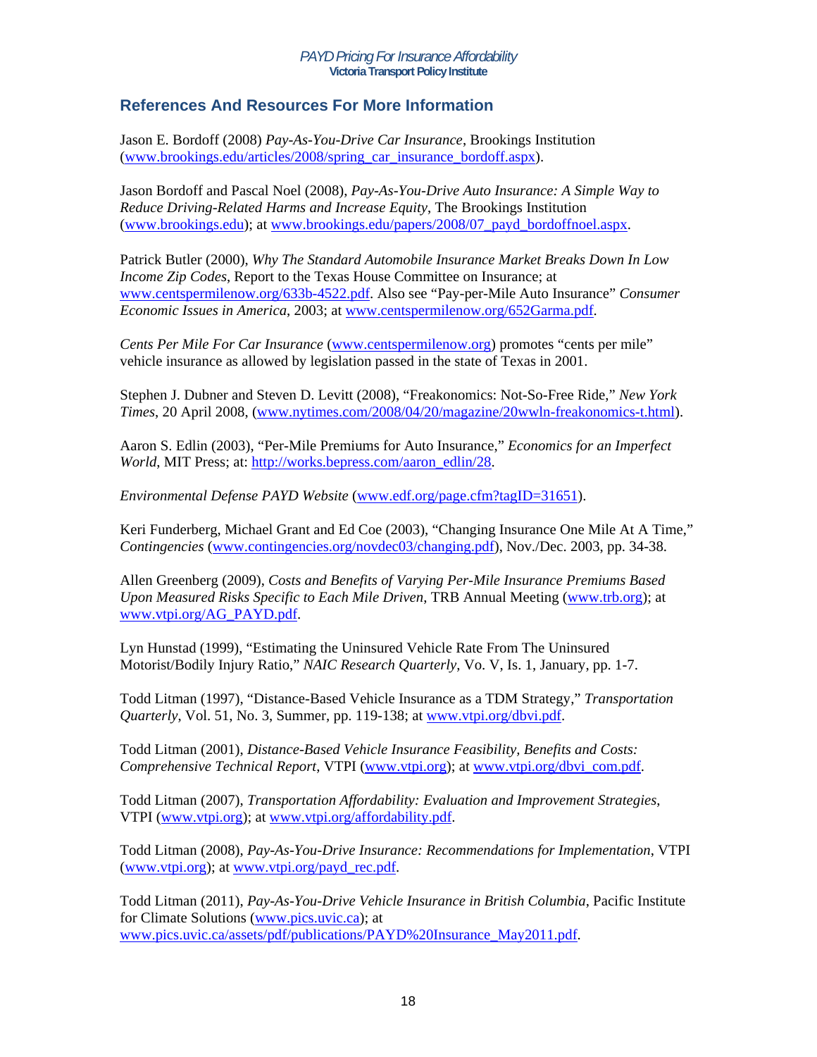## References And Resources For More Information

Jason E. Bordoff (2008) *Pay-As-You-Drive Car Insurance*, Brookings Institution (www.brookings.edu/articles/2008/spring_car_insurance_bordoff.aspx).

Jason Bordoff and Pascal Noel (2008), *Pay-As-You-Drive Auto Insurance: A Simple Way to Reduce Driving-Related Harms and Increase Equity*, The Brookings Institution (www.brookings.edu); at www.brookings.edu/papers/2008/07_payd_bordoffnoel.aspx.

Patrick Butler (2000), *Why The Standard Automobile Insurance Market Breaks Down In Low Income Zip Codes*, Report to the Texas House Committee on Insurance; at www.centspermilenow.org/633b-4522.pdf. Also see "Pay-per-Mile Auto Insurance" *Consumer Economic Issues in America*, 2003; at www.centspermilenow.org/652Garma.pdf.

*Cents Per Mile For Car Insurance* (www.centspermilenow.org) promotes "cents per mile" vehicle insurance as allowed by legislation passed in the state of Texas in 2001.

Stephen J. Dubner and Steven D. Levitt (2008), "Freakonomics: Not-So-Free Ride," *New York Times*, 20 April 2008, (www.nytimes.com/2008/04/20/magazine/20wwln-freakonomics-t.html).

Aaron S. Edlin (2003), "Per-Mile Premiums for Auto Insurance," *Economics for an Imperfect World*, MIT Press; at: http://works.bepress.com/aaron_edlin/28.

*Environmental Defense PAYD Website* (www.edf.org/page.cfm?tagID=31651).

Keri Funderberg, Michael Grant and Ed Coe (2003), "Changing Insurance One Mile At A Time," *Contingencies* (www.contingencies.org/novdec03/changing.pdf), Nov./Dec. 2003, pp. 34-38.

Allen Greenberg (2009), *Costs and Benefits of Varying Per-Mile Insurance Premiums Based Upon Measured Risks Specific to Each Mile Driven*, TRB Annual Meeting (www.trb.org); at www.vtpi.org/AG_PAYD.pdf.

Lyn Hunstad (1999), "Estimating the Uninsured Vehicle Rate From The Uninsured Motorist/Bodily Injury Ratio," *NAIC Research Quarterly*, Vo. V, Is. 1, January, pp. 1-7.

Todd Litman (1997), "Distance-Based Vehicle Insurance as a TDM Strategy," *Transportation Quarterly*, Vol. 51, No. 3, Summer, pp. 119-138; at www.vtpi.org/dbvi.pdf.

Todd Litman (2001), *Distance-Based Vehicle Insurance Feasibility, Benefits and Costs: Comprehensive Technical Report*, VTPI (www.vtpi.org); at www.vtpi.org/dbvi_com.pdf.

Todd Litman (2007), *Transportation Affordability: Evaluation and Improvement Strategies*, VTPI (www.vtpi.org); at www.vtpi.org/affordability.pdf.

Todd Litman (2008), *Pay-As-You-Drive Insurance: Recommendations for Implementation*, VTPI (www.vtpi.org); at www.vtpi.org/payd_rec.pdf.

Todd Litman (2011), *Pay-As-You-Drive Vehicle Insurance in British Columbia*, Pacific Institute for Climate Solutions (www.pics.uvic.ca); at www.pics.uvic.ca/assets/pdf/publications/PAYD%20Insurance_May2011.pdf.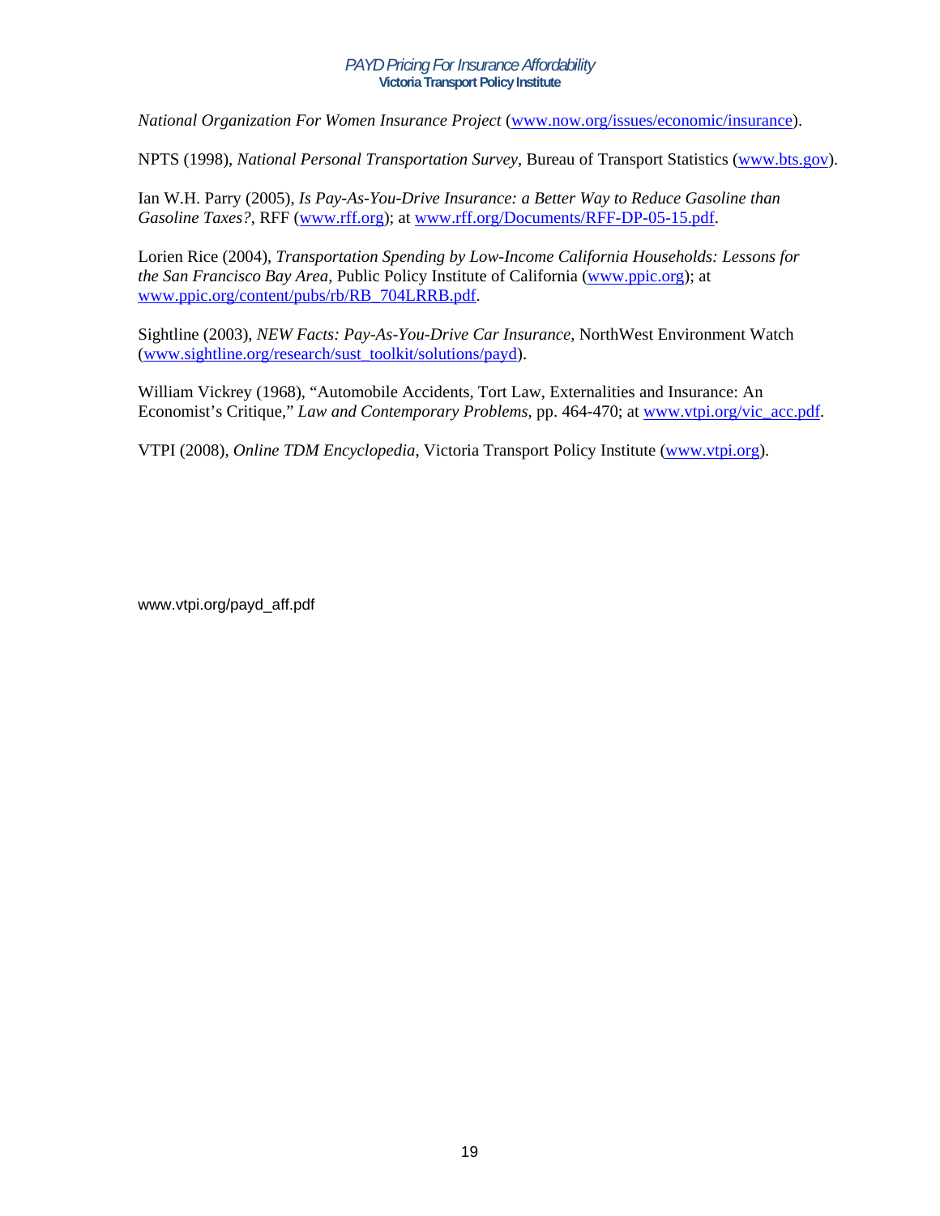*National Organization For Women Insurance Project* (www.now.org/issues/economic/insurance).

NPTS (1998), *National Personal Transportation Survey*, Bureau of Transport Statistics (www.bts.gov).

Ian W.H. Parry (2005), *Is Pay-As-You-Drive Insurance: a Better Way to Reduce Gasoline than Gasoline Taxes?*, RFF (www.rff.org); at www.rff.org/Documents/RFF-DP-05-15.pdf.

Lorien Rice (2004), *Transportation Spending by Low-Income California Households: Lessons for the San Francisco Bay Area*, Public Policy Institute of California (www.ppic.org); at www.ppic.org/content/pubs/rb/RB_704LRRB.pdf.

Sightline (2003), *NEW Facts: Pay-As-You-Drive Car Insurance*, NorthWest Environment Watch (www.sightline.org/research/sust_toolkit/solutions/payd).

William Vickrey (1968), "Automobile Accidents, Tort Law, Externalities and Insurance: An Economist's Critique," *Law and Contemporary Problems*, pp. 464-470; at www.vtpi.org/vic_acc.pdf.

VTPI (2008), *Online TDM Encyclopedia*, Victoria Transport Policy Institute (www.vtpi.org).

www.vtpi.org/payd_aff.pdf